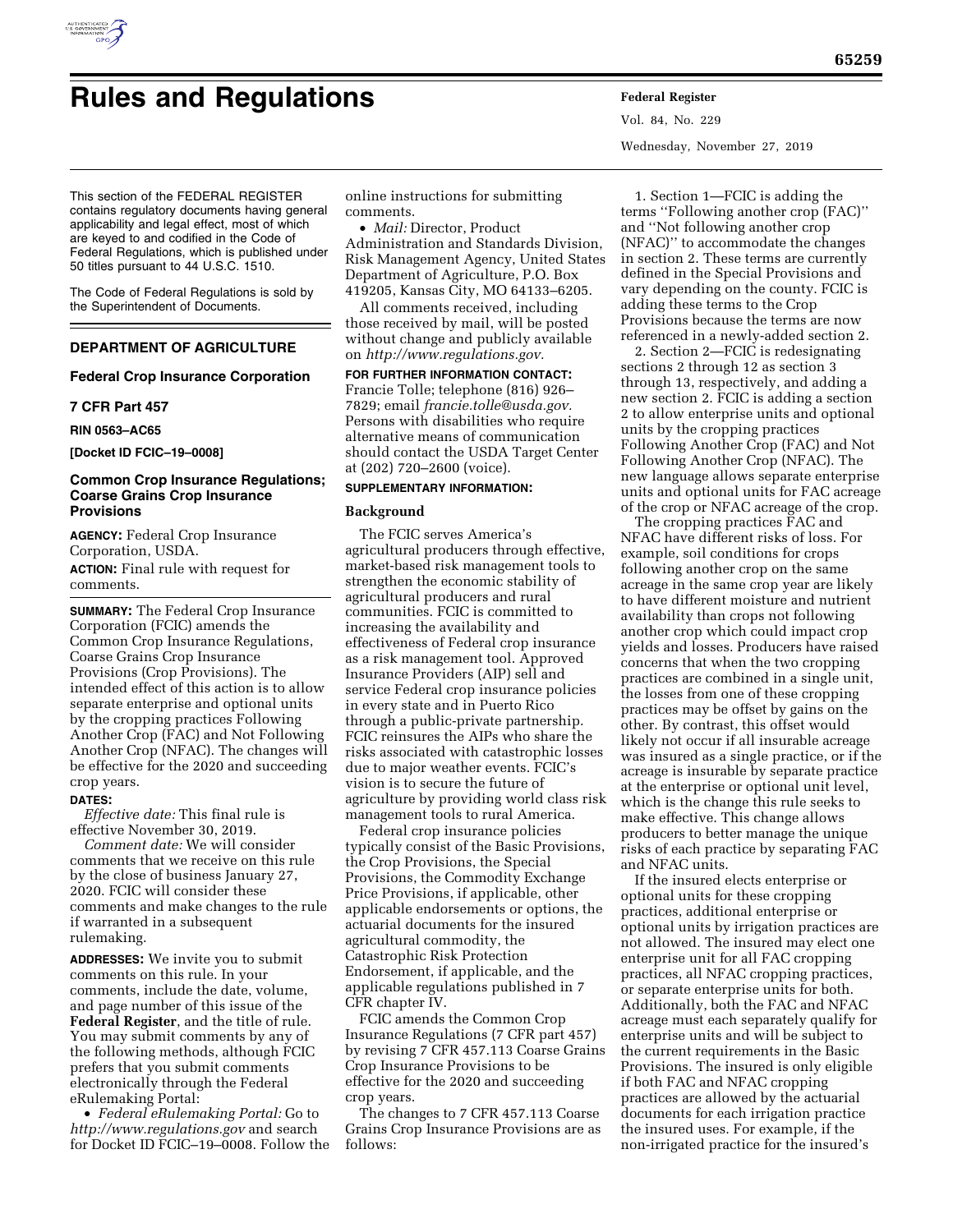# Rules and Regulations

This section of the FEDERAL REGISTER contains regulatory documents having general applicability and legal effect, most of which are keyed to and codified in the Code of Federal Regulations, which is published under 50 titles pursuant to 44 U.S.C. 1510.

The Code of Federal Regulations is sold by the Superintendent of Documents.

## DEPARTMENT OF AGRICULTURE

### Federal Crop Insurance Corporation

### 7 CFR Part 457

**RIN 0563–AC65**

**[Docket ID FCIC–19–0008]**

### Common Crop Insurance Regulations; Coarse Grains Crop Insurance Provisions

**AGENCY:** Federal Crop Insurance Corporation, USDA.

**ACTION:** Final rule with request for comments.

**SUMMARY:** The Federal Crop Insurance Corporation (FCIC) amends the Common Crop Insurance Regulations, Coarse Grains Crop Insurance Provisions (Crop Provisions). The intended effect of this action is to allow separate enterprise and optional units by the cropping practices Following Another Crop (FAC) and Not Following Another Crop (NFAC). The changes will be effective for the 2020 and succeeding crop years.

**DATES:**

*Effective date:* This final rule is effective November 30, 2019.

*Comment date:* We will consider comments that we receive on this rule by the close of business January 27, 2020. FCIC will consider these comments and make changes to the rule if warranted in a subsequent rulemaking.

**ADDRESSES:** We invite you to submit comments on this rule. In your comments, include the date, volume, and page number of this issue of the **Federal Register**, and the title of rule. You may submit comments by any of the following methods, although FCIC prefers that you submit comments electronically through the Federal eRulemaking Portal:

- *Federal eRulemaking Portal:* Go to *http://www.regulations.gov* and search for Docket ID FCIC–19–0008. Follow the online instructions for submitting comments.
- *Mail:* Director, Product Administration and Standards Division, Risk Management Agency, United States Department of Agriculture, P.O. Box 419205, Kansas City, MO 64133–6205.

All comments received, including those received by mail, will be posted without change and publicly available on *http://www.regulations.gov.*

**FOR FURTHER INFORMATION CONTACT:** Francie Tolle; telephone (816) 926–7829; email *francie.tolle@usda.gov.* Persons with disabilities who require alternative means of communication should contact the USDA Target Center at (202) 720–2600 (voice).

**SUPPLEMENTARY INFORMATION:**

## Background

The FCIC serves America's agricultural producers through effective, market-based risk management tools to strengthen the economic stability of agricultural producers and rural communities. FCIC is committed to increasing the availability and effectiveness of Federal crop insurance as a risk management tool. Approved Insurance Providers (AIP) sell and service Federal crop insurance policies in every state and in Puerto Rico through a public-private partnership. FCIC reinsures the AIPs who share the risks associated with catastrophic losses due to major weather events. FCIC's vision is to secure the future of agriculture by providing world class risk management tools to rural America.

Federal crop insurance policies typically consist of the Basic Provisions, the Crop Provisions, the Special Provisions, the Commodity Exchange Price Provisions, if applicable, other applicable endorsements or options, the actuarial documents for the insured agricultural commodity, the Catastrophic Risk Protection Endorsement, if applicable, and the applicable regulations published in 7 CFR chapter IV.

FCIC amends the Common Crop Insurance Regulations (7 CFR part 457) by revising 7 CFR 457.113 Coarse Grains Crop Insurance Provisions to be effective for the 2020 and succeeding crop years.

The changes to 7 CFR 457.113 Coarse Grains Crop Insurance Provisions are as follows:

1. Section 1—FCIC is adding the terms ''Following another crop (FAC)'' and ''Not following another crop (NFAC)'' to accommodate the changes in section 2. These terms are currently defined in the Special Provisions and vary depending on the county. FCIC is adding these terms to the Crop Provisions because the terms are now referenced in a newly-added section 2.

2. Section 2—FCIC is redesignating sections 2 through 12 as section 3 through 13, respectively, and adding a new section 2. FCIC is adding a section 2 to allow enterprise units and optional units by the cropping practices Following Another Crop (FAC) and Not Following Another Crop (NFAC). The new language allows separate enterprise units and optional units for FAC acreage of the crop or NFAC acreage of the crop.

The cropping practices FAC and NFAC have different risks of loss. For example, soil conditions for crops following another crop on the same acreage in the same crop year are likely to have different moisture and nutrient availability than crops not following another crop which could impact crop yields and losses. Producers have raised concerns that when the two cropping practices are combined in a single unit, the losses from one of these cropping practices may be offset by gains on the other. By contrast, this offset would likely not occur if all insurable acreage was insured as a single practice, or if the acreage is insurable by separate practice at the enterprise or optional unit level, which is the change this rule seeks to make effective. This change allows producers to better manage the unique risks of each practice by separating FAC and NFAC units.

If the insured elects enterprise or optional units for these cropping practices, additional enterprise or optional units by irrigation practices are not allowed. The insured may elect one enterprise unit for all FAC cropping practices, all NFAC cropping practices, or separate enterprise units for both. Additionally, both the FAC and NFAC acreage must each separately qualify for enterprise units and will be subject to the current requirements in the Basic Provisions. The insured is only eligible if both FAC and NFAC cropping practices are allowed by the actuarial documents for each irrigation practice the insured uses. For example, if the non-irrigated practice for the insured's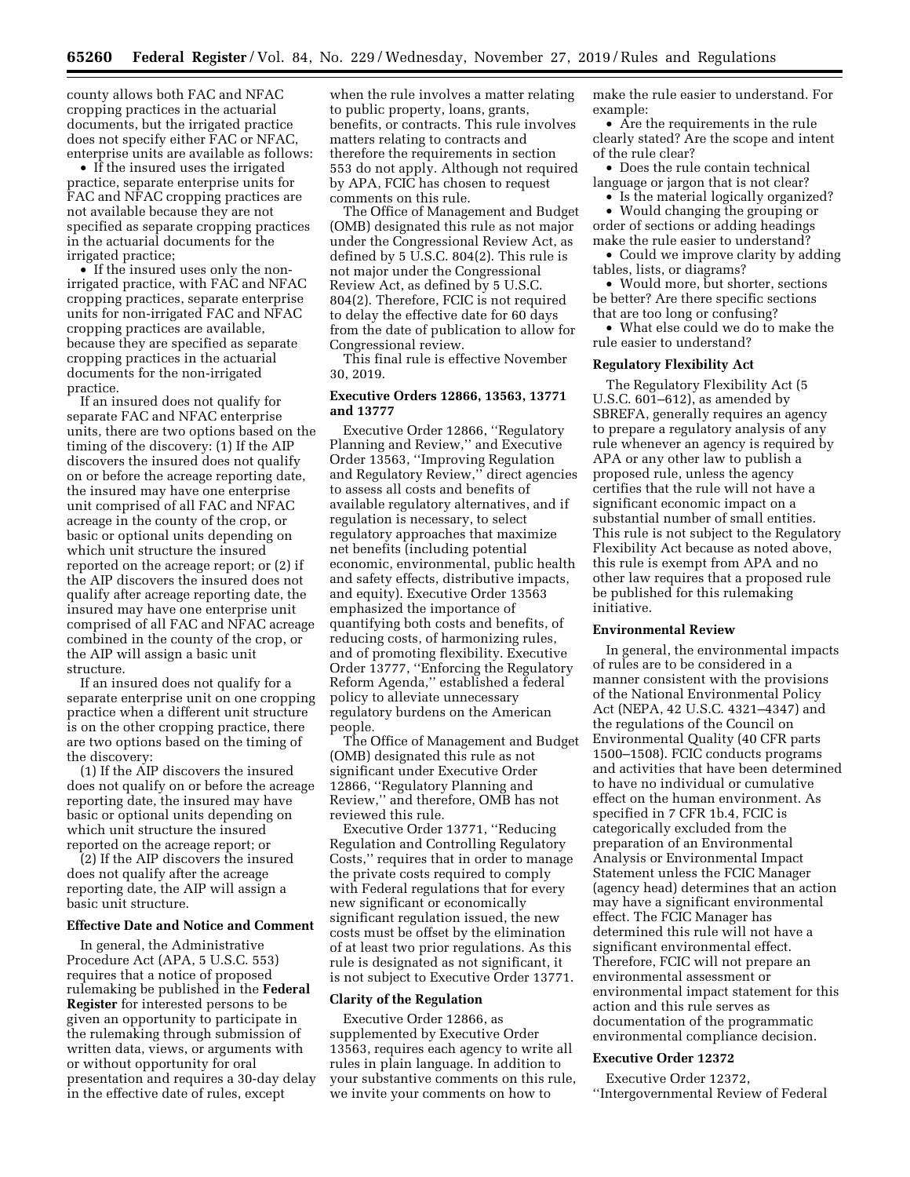county allows both FAC and NFAC cropping practices in the actuarial documents, but the irrigated practice does not specify either FAC or NFAC, enterprise units are available as follows:

- If the insured uses the irrigated practice, separate enterprise units for FAC and NFAC cropping practices are not available because they are not specified as separate cropping practices in the actuarial documents for the irrigated practice;
- If the insured uses only the non-irrigated practice, with FAC and NFAC cropping practices, separate enterprise units for non-irrigated FAC and NFAC cropping practices are available, because they are specified as separate cropping practices in the actuarial documents for the non-irrigated practice.

If an insured does not qualify for separate FAC and NFAC enterprise units, there are two options based on the timing of the discovery: (1) If the AIP discovers the insured does not qualify on or before the acreage reporting date, the insured may have one enterprise unit comprised of all FAC and NFAC acreage in the county of the crop, or basic or optional units depending on which unit structure the insured reported on the acreage report; or (2) if the AIP discovers the insured does not qualify after acreage reporting date, the insured may have one enterprise unit comprised of all FAC and NFAC acreage combined in the county of the crop, or the AIP will assign a basic unit structure.

If an insured does not qualify for a separate enterprise unit on one cropping practice when a different unit structure is on the other cropping practice, there are two options based on the timing of the discovery:

(1) If the AIP discovers the insured does not qualify on or before the acreage reporting date, the insured may have basic or optional units depending on which unit structure the insured reported on the acreage report; or

(2) If the AIP discovers the insured does not qualify after the acreage reporting date, the AIP will assign a basic unit structure.

## Effective Date and Notice and Comment

In general, the Administrative Procedure Act (APA, 5 U.S.C. 553) requires that a notice of proposed rulemaking be published in the **Federal Register** for interested persons to be given an opportunity to participate in the rulemaking through submission of written data, views, or arguments with or without opportunity for oral presentation and requires a 30-day delay in the effective date of rules, except when the rule involves a matter relating to public property, loans, grants, benefits, or contracts. This rule involves matters relating to contracts and therefore the requirements in section 553 do not apply. Although not required by APA, FCIC has chosen to request comments on this rule.

The Office of Management and Budget (OMB) designated this rule as not major under the Congressional Review Act, as defined by 5 U.S.C. 804(2). This rule is not major under the Congressional Review Act, as defined by 5 U.S.C. 804(2). Therefore, FCIC is not required to delay the effective date for 60 days from the date of publication to allow for Congressional review.

This final rule is effective November 30, 2019.

## Executive Orders 12866, 13563, 13771 and 13777

Executive Order 12866, ''Regulatory Planning and Review,'' and Executive Order 13563, ''Improving Regulation and Regulatory Review,'' direct agencies to assess all costs and benefits of available regulatory alternatives, and if regulation is necessary, to select regulatory approaches that maximize net benefits (including potential economic, environmental, public health and safety effects, distributive impacts, and equity). Executive Order 13563 emphasized the importance of quantifying both costs and benefits, of reducing costs, of harmonizing rules, and of promoting flexibility. Executive Order 13777, ''Enforcing the Regulatory Reform Agenda,'' established a federal policy to alleviate unnecessary regulatory burdens on the American people.

The Office of Management and Budget (OMB) designated this rule as not significant under Executive Order 12866, ''Regulatory Planning and Review,'' and therefore, OMB has not reviewed this rule.

Executive Order 13771, ''Reducing Regulation and Controlling Regulatory Costs,'' requires that in order to manage the private costs required to comply with Federal regulations that for every new significant or economically significant regulation issued, the new costs must be offset by the elimination of at least two prior regulations. As this rule is designated as not significant, it is not subject to Executive Order 13771.

## Clarity of the Regulation

Executive Order 12866, as supplemented by Executive Order 13563, requires each agency to write all rules in plain language. In addition to your substantive comments on this rule, we invite your comments on how to make the rule easier to understand. For example:

- Are the requirements in the rule clearly stated? Are the scope and intent of the rule clear?
- Does the rule contain technical language or jargon that is not clear?
- Is the material logically organized?
- Would changing the grouping or order of sections or adding headings make the rule easier to understand?
- Could we improve clarity by adding tables, lists, or diagrams?
- Would more, but shorter, sections be better? Are there specific sections that are too long or confusing?
- What else could we do to make the rule easier to understand?

## Regulatory Flexibility Act

The Regulatory Flexibility Act (5 U.S.C. 601–612), as amended by SBREFA, generally requires an agency to prepare a regulatory analysis of any rule whenever an agency is required by APA or any other law to publish a proposed rule, unless the agency certifies that the rule will not have a significant economic impact on a substantial number of small entities. This rule is not subject to the Regulatory Flexibility Act because as noted above, this rule is exempt from APA and no other law requires that a proposed rule be published for this rulemaking initiative.

## Environmental Review

In general, the environmental impacts of rules are to be considered in a manner consistent with the provisions of the National Environmental Policy Act (NEPA, 42 U.S.C. 4321–4347) and the regulations of the Council on Environmental Quality (40 CFR parts 1500–1508). FCIC conducts programs and activities that have been determined to have no individual or cumulative effect on the human environment. As specified in 7 CFR 1b.4, FCIC is categorically excluded from the preparation of an Environmental Analysis or Environmental Impact Statement unless the FCIC Manager (agency head) determines that an action may have a significant environmental effect. The FCIC Manager has determined this rule will not have a significant environmental effect. Therefore, FCIC will not prepare an environmental assessment or environmental impact statement for this action and this rule serves as documentation of the programmatic environmental compliance decision.

## Executive Order 12372

Executive Order 12372, ''Intergovernmental Review of Federal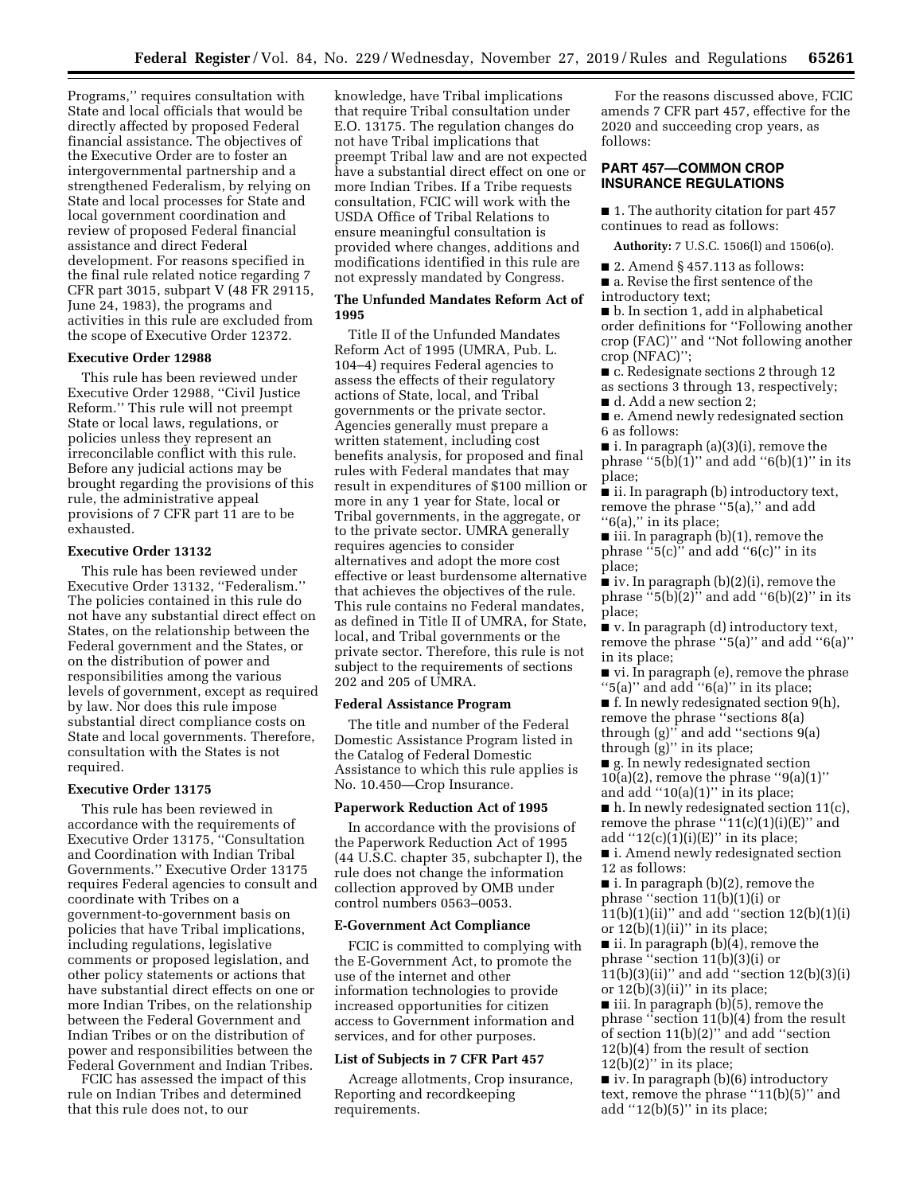Programs,'' requires consultation with State and local officials that would be directly affected by proposed Federal financial assistance. The objectives of the Executive Order are to foster an intergovernmental partnership and a strengthened Federalism, by relying on State and local processes for State and local government coordination and review of proposed Federal financial assistance and direct Federal development. For reasons specified in the final rule related notice regarding 7 CFR part 3015, subpart V (48 FR 29115, June 24, 1983), the programs and activities in this rule are excluded from the scope of Executive Order 12372.

**Executive Order 12988**

This rule has been reviewed under Executive Order 12988, ''Civil Justice Reform.'' This rule will not preempt State or local laws, regulations, or policies unless they represent an irreconcilable conflict with this rule. Before any judicial actions may be brought regarding the provisions of this rule, the administrative appeal provisions of 7 CFR part 11 are to be exhausted.

**Executive Order 13132**

This rule has been reviewed under Executive Order 13132, ''Federalism.'' The policies contained in this rule do not have any substantial direct effect on States, on the relationship between the Federal government and the States, or on the distribution of power and responsibilities among the various levels of government, except as required by law. Nor does this rule impose substantial direct compliance costs on State and local governments. Therefore, consultation with the States is not required.

**Executive Order 13175**

This rule has been reviewed in accordance with the requirements of Executive Order 13175, ''Consultation and Coordination with Indian Tribal Governments.'' Executive Order 13175 requires Federal agencies to consult and coordinate with Tribes on a government-to-government basis on policies that have Tribal implications, including regulations, legislative comments or proposed legislation, and other policy statements or actions that have substantial direct effects on one or more Indian Tribes, on the relationship between the Federal Government and Indian Tribes or on the distribution of power and responsibilities between the Federal Government and Indian Tribes.

FCIC has assessed the impact of this rule on Indian Tribes and determined that this rule does not, to our knowledge, have Tribal implications that require Tribal consultation under E.O. 13175. The regulation changes do not have Tribal implications that preempt Tribal law and are not expected have a substantial direct effect on one or more Indian Tribes. If a Tribe requests consultation, FCIC will work with the USDA Office of Tribal Relations to ensure meaningful consultation is provided where changes, additions and modifications identified in this rule are not expressly mandated by Congress.

**The Unfunded Mandates Reform Act of 1995**

Title II of the Unfunded Mandates Reform Act of 1995 (UMRA, Pub. L. 104–4) requires Federal agencies to assess the effects of their regulatory actions of State, local, and Tribal governments or the private sector. Agencies generally must prepare a written statement, including cost benefits analysis, for proposed and final rules with Federal mandates that may result in expenditures of $100 million or more in any 1 year for State, local or Tribal governments, in the aggregate, or to the private sector. UMRA generally requires agencies to consider alternatives and adopt the more cost effective or least burdensome alternative that achieves the objectives of the rule. This rule contains no Federal mandates, as defined in Title II of UMRA, for State, local, and Tribal governments or the private sector. Therefore, this rule is not subject to the requirements of sections 202 and 205 of UMRA.

**Federal Assistance Program**

The title and number of the Federal Domestic Assistance Program listed in the Catalog of Federal Domestic Assistance to which this rule applies is No. 10.450—Crop Insurance.

**Paperwork Reduction Act of 1995**

In accordance with the provisions of the Paperwork Reduction Act of 1995 (44 U.S.C. chapter 35, subchapter I), the rule does not change the information collection approved by OMB under control numbers 0563–0053.

**E-Government Act Compliance**

FCIC is committed to complying with the E-Government Act, to promote the use of the internet and other information technologies to provide increased opportunities for citizen access to Government information and services, and for other purposes.

**List of Subjects in 7 CFR Part 457**

Acreage allotments, Crop insurance, Reporting and recordkeeping requirements.

For the reasons discussed above, FCIC amends 7 CFR part 457, effective for the 2020 and succeeding crop years, as follows:

## PART 457—COMMON CROP INSURANCE REGULATIONS

■ 1. The authority citation for part 457 continues to read as follows:

**Authority:** 7 U.S.C. 1506(l) and 1506(o).

■ 2. Amend § 457.113 as follows:

■ a. Revise the first sentence of the introductory text;

■ b. In section 1, add in alphabetical order definitions for ''Following another crop (FAC)'' and ''Not following another crop (NFAC)'';

■ c. Redesignate sections 2 through 12 as sections 3 through 13, respectively;

■ d. Add a new section 2;

■ e. Amend newly redesignated section 6 as follows:

■ i. In paragraph (a)(3)(i), remove the phrase ''5(b)(1)'' and add ''6(b)(1)'' in its place;

■ ii. In paragraph (b) introductory text, remove the phrase ''5(a),'' and add ''6(a),'' in its place;

■ iii. In paragraph (b)(1), remove the phrase ''5(c)'' and add ''6(c)'' in its place;

■ iv. In paragraph (b)(2)(i), remove the phrase ''5(b)(2)'' and add ''6(b)(2)'' in its place;

■ v. In paragraph (d) introductory text, remove the phrase ''5(a)'' and add ''6(a)'' in its place;

■ vi. In paragraph (e), remove the phrase ''5(a)'' and add ''6(a)'' in its place;

■ f. In newly redesignated section 9(h), remove the phrase ''sections 8(a) through (g)'' and add ''sections 9(a) through (g)'' in its place;

■ g. In newly redesignated section 10(a)(2), remove the phrase ''9(a)(1)'' and add ''10(a)(1)'' in its place;

■ h. In newly redesignated section 11(c), remove the phrase ''11(c)(1)(i)(E)'' and add ''12(c)(1)(i)(E)'' in its place;

■ i. Amend newly redesignated section 12 as follows:

■ i. In paragraph (b)(2), remove the phrase ''section 11(b)(1)(i) or 11(b)(1)(ii)'' and add ''section 12(b)(1)(i) or 12(b)(1)(ii)'' in its place;

■ ii. In paragraph (b)(4), remove the phrase ''section 11(b)(3)(i) or 11(b)(3)(ii)'' and add ''section 12(b)(3)(i) or 12(b)(3)(ii)'' in its place;

■ iii. In paragraph (b)(5), remove the phrase ''section 11(b)(4) from the result of section 11(b)(2)'' and add ''section 12(b)(4) from the result of section 12(b)(2)'' in its place;

■ iv. In paragraph (b)(6) introductory text, remove the phrase ''11(b)(5)'' and add ''12(b)(5)'' in its place;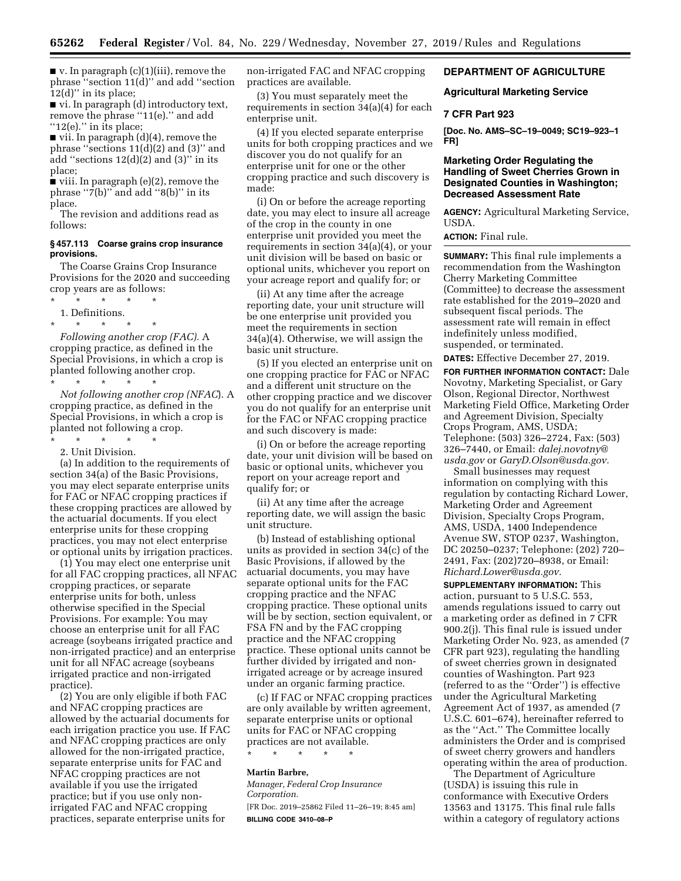■ v. In paragraph (c)(1)(iii), remove the phrase "section 11(d)" and add "section 12(d)" in its place;

■ vi. In paragraph (d) introductory text, remove the phrase "11(e)." and add "12(e)." in its place;

■ vii. In paragraph (d)(4), remove the phrase "sections 11(d)(2) and (3)" and add "sections 12(d)(2) and (3)" in its place;

■ viii. In paragraph (e)(2), remove the phrase "7(b)" and add "8(b)" in its place.

The revision and additions read as follows:

#### § 457.113 Coarse grains crop insurance provisions.

The Coarse Grains Crop Insurance Provisions for the 2020 and succeeding crop years are as follows:

\* \* \* \* \*

1. Definitions.

\* \* \* \* \*

*Following another crop (FAC).* A cropping practice, as defined in the Special Provisions, in which a crop is planted following another crop.

\* \* \* \* \*

*Not following another crop (NFAC*). A cropping practice, as defined in the Special Provisions, in which a crop is planted not following a crop.

\* \* \* \* \*

2. Unit Division.

(a) In addition to the requirements of section 34(a) of the Basic Provisions, you may elect separate enterprise units for FAC or NFAC cropping practices if these cropping practices are allowed by the actuarial documents. If you elect enterprise units for these cropping practices, you may not elect enterprise or optional units by irrigation practices.

(1) You may elect one enterprise unit for all FAC cropping practices, all NFAC cropping practices, or separate enterprise units for both, unless otherwise specified in the Special Provisions. For example: You may choose an enterprise unit for all FAC acreage (soybeans irrigated practice and non-irrigated practice) and an enterprise unit for all NFAC acreage (soybeans irrigated practice and non-irrigated practice).

(2) You are only eligible if both FAC and NFAC cropping practices are allowed by the actuarial documents for each irrigation practice you use. If FAC and NFAC cropping practices are only allowed for the non-irrigated practice, separate enterprise units for FAC and NFAC cropping practices are not available if you use the irrigated practice; but if you use only non-irrigated FAC and NFAC cropping practices, separate enterprise units for non-irrigated FAC and NFAC cropping practices are available.

(3) You must separately meet the requirements in section 34(a)(4) for each enterprise unit.

(4) If you elected separate enterprise units for both cropping practices and we discover you do not qualify for an enterprise unit for one or the other cropping practice and such discovery is made:

(i) On or before the acreage reporting date, you may elect to insure all acreage of the crop in the county in one enterprise unit provided you meet the requirements in section 34(a)(4), or your unit division will be based on basic or optional units, whichever you report on your acreage report and qualify for; or

(ii) At any time after the acreage reporting date, your unit structure will be one enterprise unit provided you meet the requirements in section 34(a)(4). Otherwise, we will assign the basic unit structure.

(5) If you elected an enterprise unit on one cropping practice for FAC or NFAC and a different unit structure on the other cropping practice and we discover you do not qualify for an enterprise unit for the FAC or NFAC cropping practice and such discovery is made:

(i) On or before the acreage reporting date, your unit division will be based on basic or optional units, whichever you report on your acreage report and qualify for; or

(ii) At any time after the acreage reporting date, we will assign the basic unit structure.

(b) Instead of establishing optional units as provided in section 34(c) of the Basic Provisions, if allowed by the actuarial documents, you may have separate optional units for the FAC cropping practice and the NFAC cropping practice. These optional units will be by section, section equivalent, or FSA FN and by the FAC cropping practice and the NFAC cropping practice. These optional units cannot be further divided by irrigated and non-irrigated acreage or by acreage insured under an organic farming practice.

(c) If FAC or NFAC cropping practices are only available by written agreement, separate enterprise units or optional units for FAC or NFAC cropping practices are not available.

\* \* \* \* \*

**Martin Barbre,**

*Manager, Federal Crop Insurance Corporation.*

[FR Doc. 2019–25862 Filed 11–26–19; 8:45 am]

**BILLING CODE 3410–08–P**

## DEPARTMENT OF AGRICULTURE

### Agricultural Marketing Service

### 7 CFR Part 923

**[Doc. No. AMS–SC–19–0049; SC19–923–1 FR]**

### Marketing Order Regulating the Handling of Sweet Cherries Grown in Designated Counties in Washington; Decreased Assessment Rate

**AGENCY:** Agricultural Marketing Service, USDA.

**ACTION:** Final rule.

**SUMMARY:** This final rule implements a recommendation from the Washington Cherry Marketing Committee (Committee) to decrease the assessment rate established for the 2019–2020 and subsequent fiscal periods. The assessment rate will remain in effect indefinitely unless modified, suspended, or terminated.

**DATES:** Effective December 27, 2019.

**FOR FURTHER INFORMATION CONTACT:** Dale Novotny, Marketing Specialist, or Gary Olson, Regional Director, Northwest Marketing Field Office, Marketing Order and Agreement Division, Specialty Crops Program, AMS, USDA; Telephone: (503) 326–2724, Fax: (503) 326–7440, or Email: *dalej.novotny@usda.gov* or *GaryD.Olson@usda.gov.*

Small businesses may request information on complying with this regulation by contacting Richard Lower, Marketing Order and Agreement Division, Specialty Crops Program, AMS, USDA, 1400 Independence Avenue SW, STOP 0237, Washington, DC 20250–0237; Telephone: (202) 720–2491, Fax: (202)720–8938, or Email: *Richard.Lower@usda.gov.*

**SUPPLEMENTARY INFORMATION:** This action, pursuant to 5 U.S.C. 553, amends regulations issued to carry out a marketing order as defined in 7 CFR 900.2(j). This final rule is issued under Marketing Order No. 923, as amended (7 CFR part 923), regulating the handling of sweet cherries grown in designated counties of Washington. Part 923 (referred to as the "Order") is effective under the Agricultural Marketing Agreement Act of 1937, as amended (7 U.S.C. 601–674), hereinafter referred to as the "Act." The Committee locally administers the Order and is comprised of sweet cherry growers and handlers operating within the area of production.

The Department of Agriculture (USDA) is issuing this rule in conformance with Executive Orders 13563 and 13175. This final rule falls within a category of regulatory actions